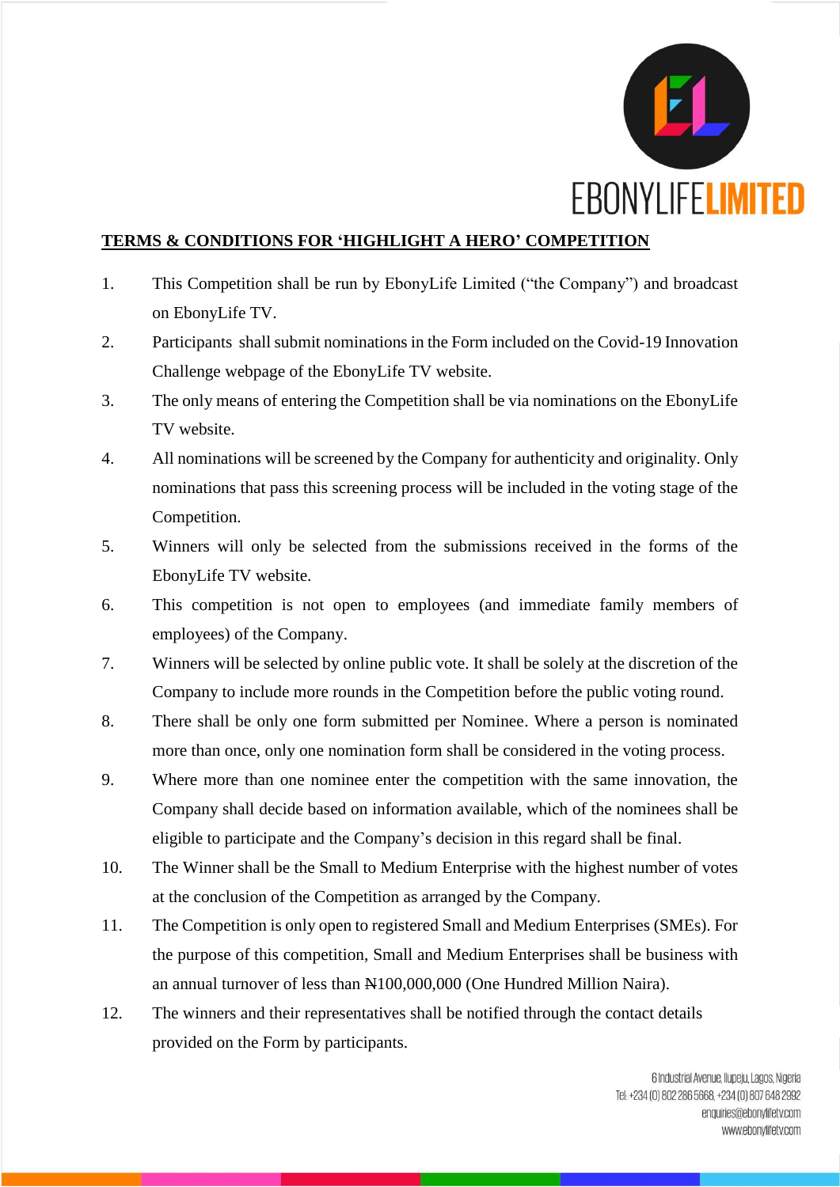EBONYLIFELIMITED

**TERMS & CONDITIONS FOR 'HIGHLIGHT A HERO' COMPETITION**

1. This Competition shall be run by EbonyLife Limited ("the Company") and broadcast on EbonyLife TV.
2. Participants shall submit nominations in the Form included on the Covid-19 Innovation Challenge webpage of the EbonyLife TV website.
3. The only means of entering the Competition shall be via nominations on the EbonyLife TV website.
4. All nominations will be screened by the Company for authenticity and originality. Only nominations that pass this screening process will be included in the voting stage of the Competition.
5. Winners will only be selected from the submissions received in the forms of the EbonyLife TV website.
6. This competition is not open to employees (and immediate family members of employees) of the Company.
7. Winners will be selected by online public vote. It shall be solely at the discretion of the Company to include more rounds in the Competition before the public voting round.
8. There shall be only one form submitted per Nominee. Where a person is nominated more than once, only one nomination form shall be considered in the voting process.
9. Where more than one nominee enter the competition with the same innovation, the Company shall decide based on information available, which of the nominees shall be eligible to participate and the Company's decision in this regard shall be final.
10. The Winner shall be the Small to Medium Enterprise with the highest number of votes at the conclusion of the Competition as arranged by the Company.
11. The Competition is only open to registered Small and Medium Enterprises (SMEs). For the purpose of this competition, Small and Medium Enterprises shall be business with an annual turnover of less than ₦100,000,000 (One Hundred Million Naira).
12. The winners and their representatives shall be notified through the contact details provided on the Form by participants.

6 Industrial Avenue, Ilupeju, Lagos, Nigeria
Tel: +234 (0) 802 286 5668, +234 (0) 807 648 2992
enquiries@ebonylifetv.com
www.ebonylifetv.com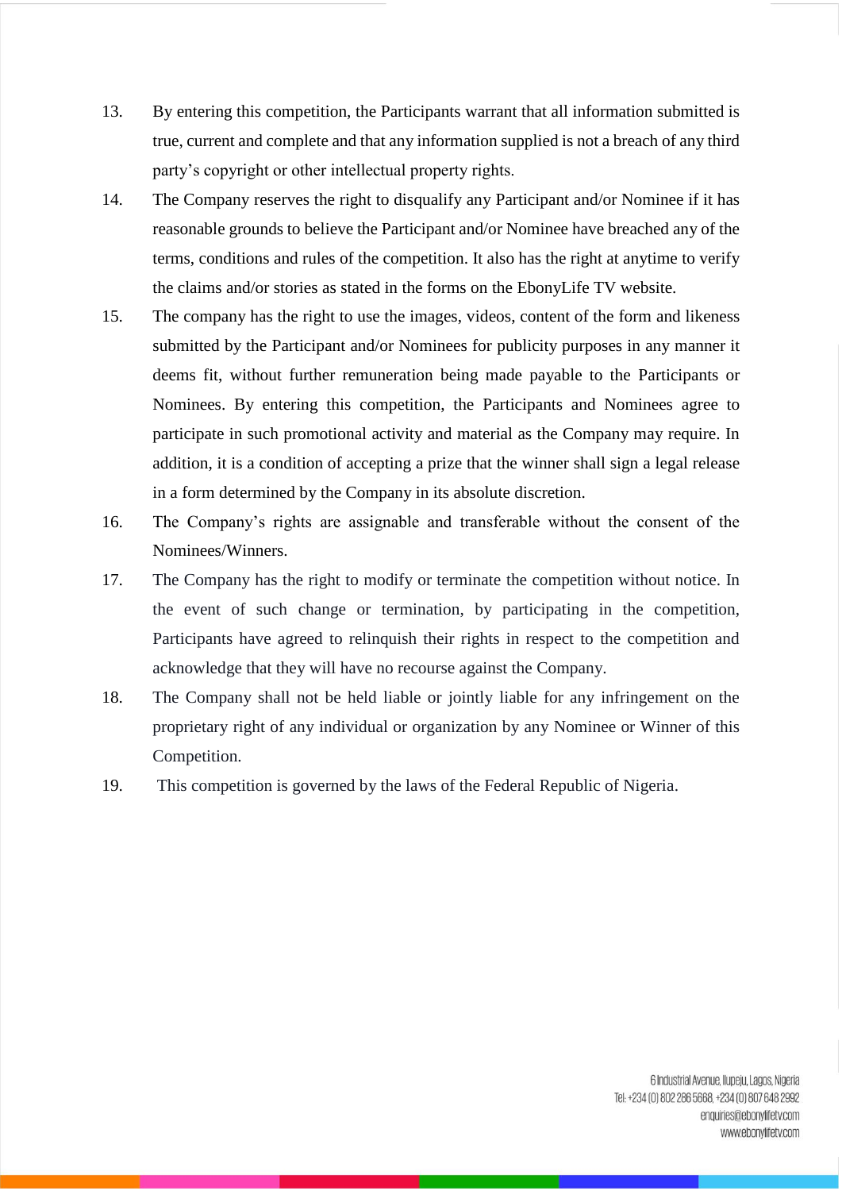13. By entering this competition, the Participants warrant that all information submitted is true, current and complete and that any information supplied is not a breach of any third party's copyright or other intellectual property rights.
14. The Company reserves the right to disqualify any Participant and/or Nominee if it has reasonable grounds to believe the Participant and/or Nominee have breached any of the terms, conditions and rules of the competition. It also has the right at anytime to verify the claims and/or stories as stated in the forms on the EbonyLife TV website.
15. The company has the right to use the images, videos, content of the form and likeness submitted by the Participant and/or Nominees for publicity purposes in any manner it deems fit, without further remuneration being made payable to the Participants or Nominees. By entering this competition, the Participants and Nominees agree to participate in such promotional activity and material as the Company may require. In addition, it is a condition of accepting a prize that the winner shall sign a legal release in a form determined by the Company in its absolute discretion.
16. The Company's rights are assignable and transferable without the consent of the Nominees/Winners.
17. The Company has the right to modify or terminate the competition without notice. In the event of such change or termination, by participating in the competition, Participants have agreed to relinquish their rights in respect to the competition and acknowledge that they will have no recourse against the Company.
18. The Company shall not be held liable or jointly liable for any infringement on the proprietary right of any individual or organization by any Nominee or Winner of this Competition.
19. This competition is governed by the laws of the Federal Republic of Nigeria.